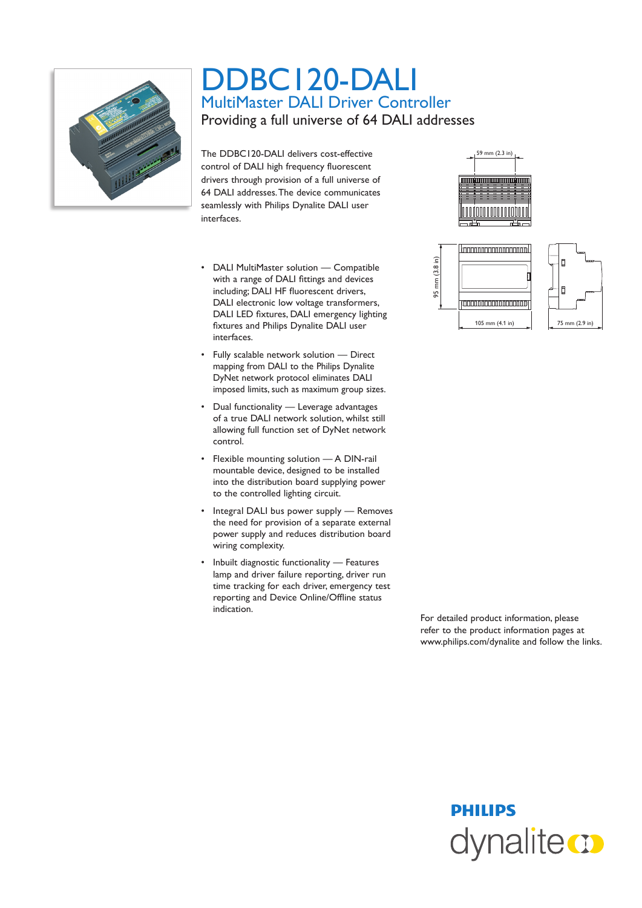# DDBC120-DALI

## MultiMaster DALI Driver Controller

### Providing a full universe of 64 DALI addresses

The DDBC120-DALI delivers cost-effective control of DALI high frequency fluorescent drivers through provision of a full universe of 64 DALI addresses. The device communicates seamlessly with Philips Dynalite DALI user interfaces.

59 mm (2.3 in)

95 mm (3.8 in)

105 mm (4.1 in)

75 mm (2.9 in)

- DALI MultiMaster solution — Compatible with a range of DALI fittings and devices including; DALI HF fluorescent drivers, DALI electronic low voltage transformers, DALI LED fixtures, DALI emergency lighting fixtures and Philips Dynalite DALI user interfaces.
- Fully scalable network solution — Direct mapping from DALI to the Philips Dynalite DyNet network protocol eliminates DALI imposed limits, such as maximum group sizes.
- Dual functionality — Leverage advantages of a true DALI network solution, whilst still allowing full function set of DyNet network control.
- Flexible mounting solution — A DIN-rail mountable device, designed to be installed into the distribution board supplying power to the controlled lighting circuit.
- Integral DALI bus power supply — Removes the need for provision of a separate external power supply and reduces distribution board wiring complexity.
- Inbuilt diagnostic functionality — Features lamp and driver failure reporting, driver run time tracking for each driver, emergency test reporting and Device Online/Offline status indication.

For detailed product information, please refer to the product information pages at www.philips.com/dynalite and follow the links.

PHILIPS
dynalite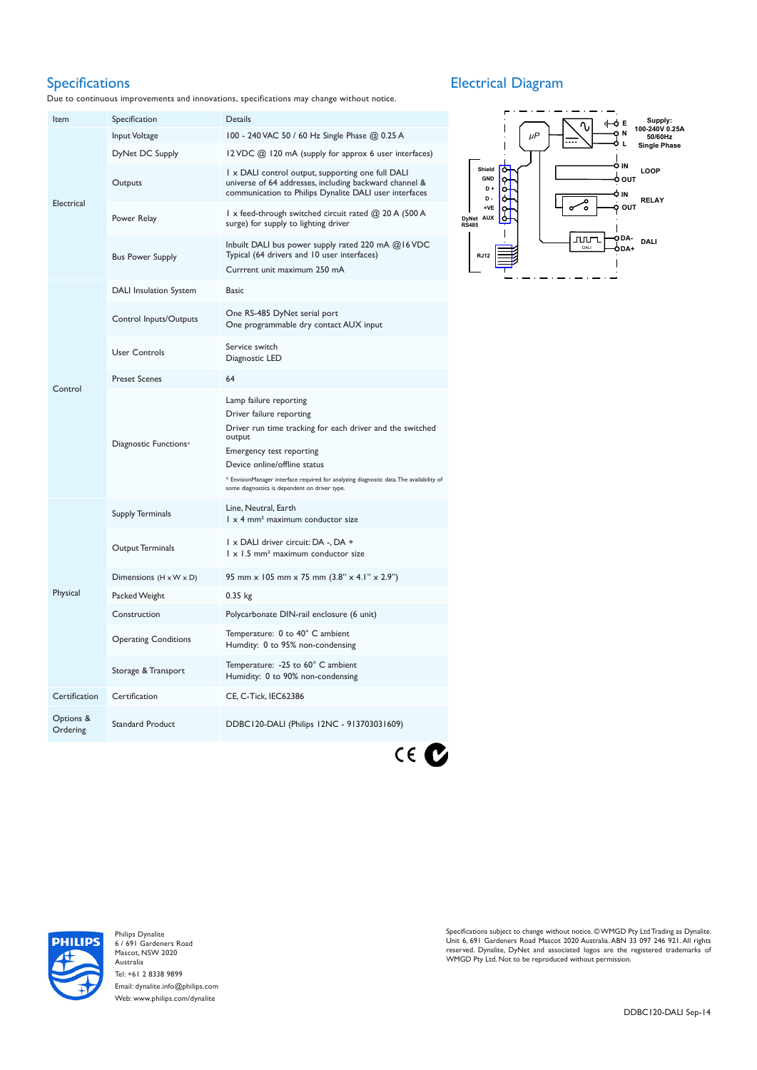## Specifications

Due to continuous improvements and innovations, specifications may change without notice.

| Item | Specification | Details |
|---|---|---|
| Electrical | Input Voltage | 100 - 240 VAC 50 / 60 Hz Single Phase @ 0.25 A |
| | DyNet DC Supply | 12 VDC @ 120 mA (supply for approx 6 user interfaces) |
| | Outputs | 1 x DALI control output, supporting one full DALI universe of 64 addresses, including backward channel & communication to Philips Dynalite DALI user interfaces |
| | Power Relay | 1 x feed-through switched circuit rated @ 20 A (500 A surge) for supply to lighting driver |
| | Bus Power Supply | Inbuilt DALI bus power supply rated 220 mA @16 VDC Typical (64 drivers and 10 user interfaces)<br>Currrent unit maximum 250 mA |
| Control | DALI Insulation System | Basic |
| | Control Inputs/Outputs | One RS-485 DyNet serial port<br>One programmable dry contact AUX input |
| | User Controls | Service switch<br>Diagnostic LED |
| | Preset Scenes | 64 |
| | Diagnostic Functions* | Lamp failure reporting<br>Driver failure reporting<br>Driver run time tracking for each driver and the switched output<br>Emergency test reporting<br>Device online/offline status<br>* EnvisionManager interface required for analyzing diagnostic data. The availability of some diagnostics is dependent on driver type. |
| Physical | Supply Terminals | Line, Neutral, Earth<br>1 x 4 mm² maximum conductor size |
| | Output Terminals | 1 x DALI driver circuit: DA -, DA +<br>1 x 1.5 mm² maximum conductor size |
| | Dimensions (H x W x D) | 95 mm x 105 mm x 75 mm (3.8" x 4.1" x 2.9") |
| | Packed Weight | 0.35 kg |
| | Construction | Polycarbonate DIN-rail enclosure (6 unit) |
| | Operating Conditions | Temperature: 0 to 40° C ambient<br>Humdity: 0 to 95% non-condensing |
| | Storage & Transport | Temperature: -25 to 60° C ambient<br>Humdity: 0 to 90% non-condensing |
| Certification | Certification | CE, C-Tick, IEC62386 |
| Options & Ordering | Standard Product | DDBC120-DALI (Philips 12NC - 913703031609) |

## Electrical Diagram

Supply: 100-240V 0.25A 50/60Hz Single Phase

E
N
L

μP

Shield
GND
D +
D -
+VE
DyNet RS485
AUX
RJ12

IN
OUT
LOOP

IN
OUT
RELAY

DALI
DA-
DA+
DALI

Philips Dynalite
6 / 691 Gardeners Road
Mascot, NSW 2020
Australia
Tel: +61 2 8338 9899
Email: dynalite.info@philips.com
Web: www.philips.com/dynalite

Specifications subject to change without notice. © WMGD Pty Ltd Trading as Dynalite. Unit 6, 691 Gardeners Road Mascot 2020 Australia. ABN 33 097 246 921. All rights reserved. Dynalite, DyNet and associated logos are the registered trademarks of WMGD Pty Ltd. Not to be reproduced without permission.

DDBC120-DALI Sep-14